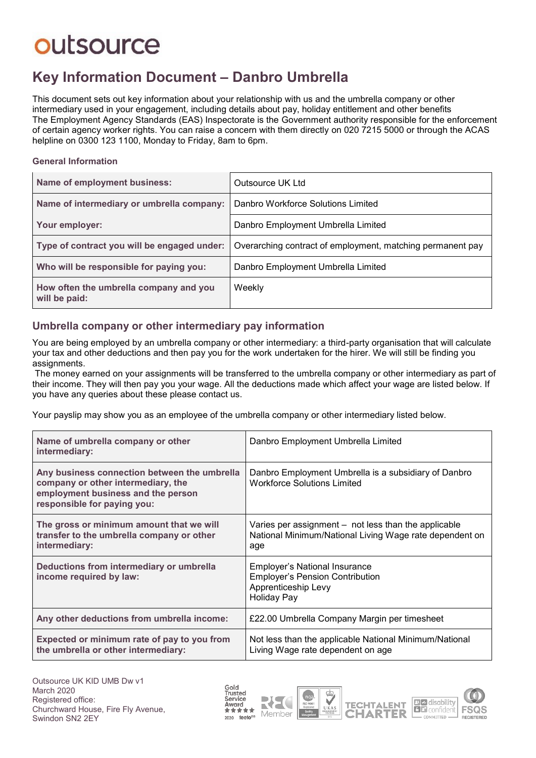outsource

# Key Information Document – Danbro Umbrella

This document sets out key information about your relationship with us and the umbrella company or other intermediary used in your engagement, including details about pay, holiday entitlement and other benefits
The Employment Agency Standards (EAS) Inspectorate is the Government authority responsible for the enforcement of certain agency worker rights. You can raise a concern with them directly on 020 7215 5000 or through the ACAS helpline on 0300 123 1100, Monday to Friday, 8am to 6pm.

### General Information

| | |
|---|---|
| **Name of employment business:** | Outsource UK Ltd |
| **Name of intermediary or umbrella company:** | Danbro Workforce Solutions Limited |
| **Your employer:** | Danbro Employment Umbrella Limited |
| **Type of contract you will be engaged under:** | Overarching contract of employment, matching permanent pay |
| **Who will be responsible for paying you:** | Danbro Employment Umbrella Limited |
| **How often the umbrella company and you will be paid:** | Weekly |

## Umbrella company or other intermediary pay information

You are being employed by an umbrella company or other intermediary: a third-party organisation that will calculate your tax and other deductions and then pay you for the work undertaken for the hirer. We will still be finding you assignments.
The money earned on your assignments will be transferred to the umbrella company or other intermediary as part of their income. They will then pay you your wage. All the deductions made which affect your wage are listed below. If you have any queries about these please contact us.

Your payslip may show you as an employee of the umbrella company or other intermediary listed below.

| | |
|---|---|
| **Name of umbrella company or other intermediary:** | Danbro Employment Umbrella Limited |
| **Any business connection between the umbrella company or other intermediary, the employment business and the person responsible for paying you:** | Danbro Employment Umbrella is a subsidiary of Danbro Workforce Solutions Limited |
| **The gross or minimum amount that we will transfer to the umbrella company or other intermediary:** | Varies per assignment – not less than the applicable National Minimum/National Living Wage rate dependent on age |
| **Deductions from intermediary or umbrella income required by law:** | Employer's National Insurance<br>Employer's Pension Contribution<br>Apprenticeship Levy<br>Holiday Pay |
| **Any other deductions from umbrella income:** | £22.00 Umbrella Company Margin per timesheet |
| **Expected or minimum rate of pay to you from the umbrella or other intermediary:** | Not less than the applicable National Minimum/National Living Wage rate dependent on age |

Outsource UK KID UMB Dw v1
March 2020
Registered office:
Churchward House, Fire Fly Avenue,
Swindon SN2 2EY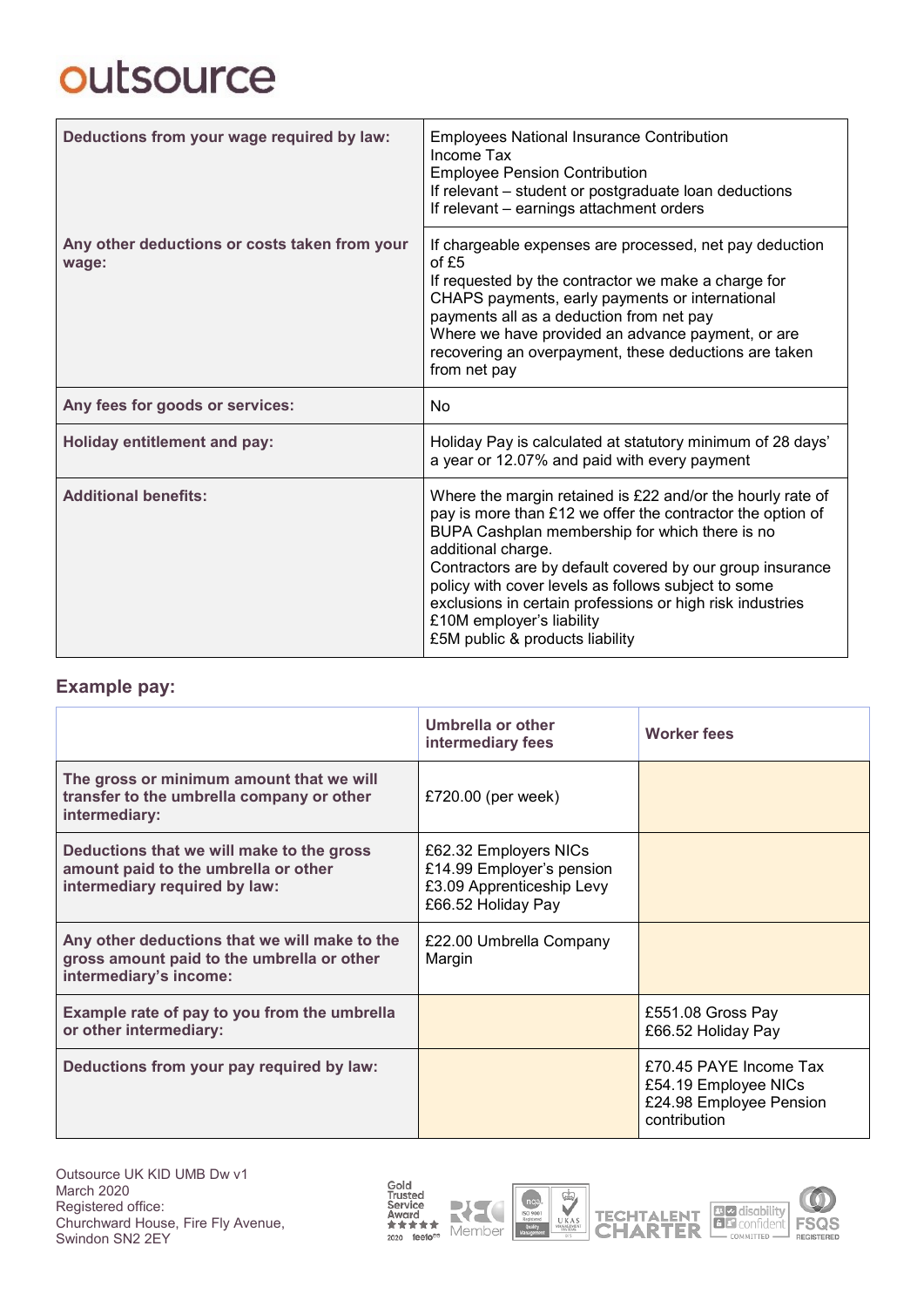outsource

| Deductions from your wage required by law: | Employees National Insurance Contribution<br>Income Tax<br>Employee Pension Contribution<br>If relevant – student or postgraduate loan deductions<br>If relevant – earnings attachment orders |
|---|---|
| Any other deductions or costs taken from your wage: | If chargeable expenses are processed, net pay deduction of £5<br>If requested by the contractor we make a charge for CHAPS payments, early payments or international payments all as a deduction from net pay<br>Where we have provided an advance payment, or are recovering an overpayment, these deductions are taken from net pay |
| Any fees for goods or services: | No |
| Holiday entitlement and pay: | Holiday Pay is calculated at statutory minimum of 28 days' a year or 12.07% and paid with every payment |
| Additional benefits: | Where the margin retained is £22 and/or the hourly rate of pay is more than £12 we offer the contractor the option of BUPA Cashplan membership for which there is no additional charge.<br>Contractors are by default covered by our group insurance policy with cover levels as follows subject to some exclusions in certain professions or high risk industries<br>£10M employer's liability<br>£5M public & products liability |

## Example pay:

| | Umbrella or other intermediary fees | Worker fees |
|---|---|---|
| The gross or minimum amount that we will transfer to the umbrella company or other intermediary: | £720.00 (per week) | |
| Deductions that we will make to the gross amount paid to the umbrella or other intermediary required by law: | £62.32 Employers NICs<br>£14.99 Employer's pension<br>£3.09 Apprenticeship Levy<br>£66.52 Holiday Pay | |
| Any other deductions that we will make to the gross amount paid to the umbrella or other intermediary's income: | £22.00 Umbrella Company Margin | |
| Example rate of pay to you from the umbrella or other intermediary: | | £551.08 Gross Pay<br>£66.52 Holiday Pay |
| Deductions from your pay required by law: | | £70.45 PAYE Income Tax<br>£54.19 Employee NICs<br>£24.98 Employee Pension contribution |

Outsource UK KID UMB Dw v1
March 2020
Registered office:
Churchward House, Fire Fly Avenue,
Swindon SN2 2EY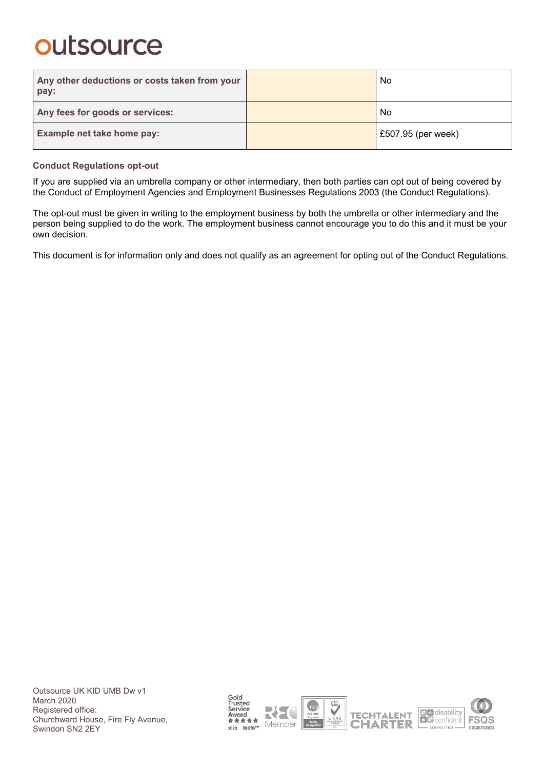| | | |
|---|---|---|
| **Any other deductions or costs taken from your pay:** | | No |
| **Any fees for goods or services:** | | No |
| **Example net take home pay:** | | £507.95 (per week) |

**Conduct Regulations opt-out**

If you are supplied via an umbrella company or other intermediary, then both parties can opt out of being covered by the Conduct of Employment Agencies and Employment Businesses Regulations 2003 (the Conduct Regulations).

The opt-out must be given in writing to the employment business by both the umbrella or other intermediary and the person being supplied to do the work. The employment business cannot encourage you to do this and it must be your own decision.

This document is for information only and does not qualify as an agreement for opting out of the Conduct Regulations.